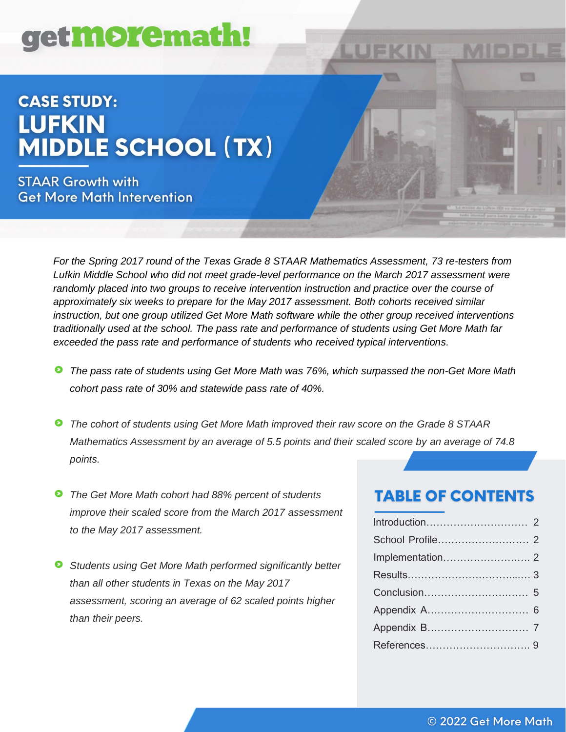getmoremath!

# CASE STUDY: LUFKIN MIDDLE SCHOOL (TX)

## STAAR Growth with Get More Math Intervention

*For the Spring 2017 round of the Texas Grade 8 STAAR Mathematics Assessment, 73 re-testers from Lufkin Middle School who did not meet grade-level performance on the March 2017 assessment were randomly placed into two groups to receive intervention instruction and practice over the course of approximately six weeks to prepare for the May 2017 assessment. Both cohorts received similar instruction, but one group utilized Get More Math software while the other group received interventions traditionally used at the school. The pass rate and performance of students using Get More Math far exceeded the pass rate and performance of students who received typical interventions.*

- *The pass rate of students using Get More Math was 76%, which surpassed the non-Get More Math cohort pass rate of 30% and statewide pass rate of 40%.*
- *The cohort of students using Get More Math improved their raw score on the Grade 8 STAAR Mathematics Assessment by an average of 5.5 points and their scaled score by an average of 74.8 points.*
- *The Get More Math cohort had 88% percent of students improve their scaled score from the March 2017 assessment to the May 2017 assessment.*
- *Students using Get More Math performed significantly better than all other students in Texas on the May 2017 assessment, scoring an average of 62 scaled points higher than their peers.*

## TABLE OF CONTENTS

| Section | Page |
|---|---|
| Introduction | 2 |
| School Profile | 2 |
| Implementation | 2 |
| Results | 3 |
| Conclusion | 5 |
| Appendix A | 6 |
| Appendix B | 7 |
| References | 9 |

© 2022 Get More Math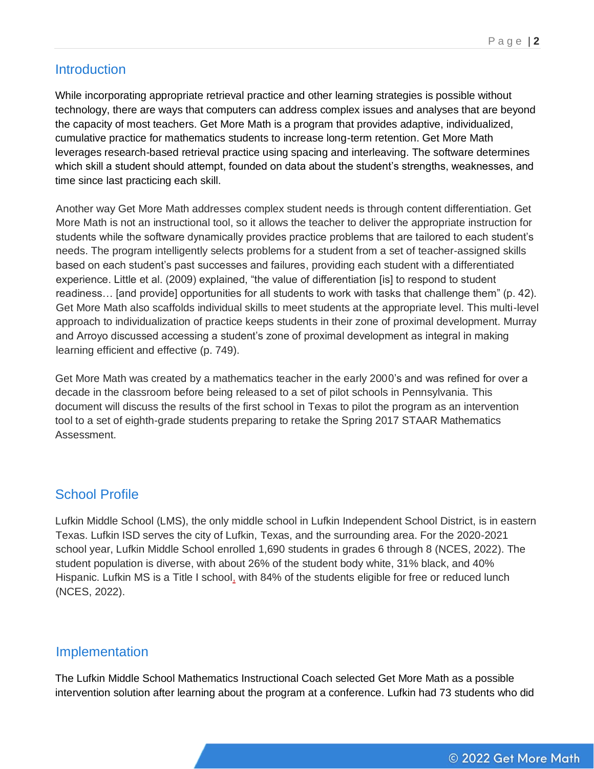## Introduction

While incorporating appropriate retrieval practice and other learning strategies is possible without technology, there are ways that computers can address complex issues and analyses that are beyond the capacity of most teachers. Get More Math is a program that provides adaptive, individualized, cumulative practice for mathematics students to increase long-term retention. Get More Math leverages research-based retrieval practice using spacing and interleaving. The software determines which skill a student should attempt, founded on data about the student's strengths, weaknesses, and time since last practicing each skill.

Another way Get More Math addresses complex student needs is through content differentiation. Get More Math is not an instructional tool, so it allows the teacher to deliver the appropriate instruction for students while the software dynamically provides practice problems that are tailored to each student's needs. The program intelligently selects problems for a student from a set of teacher-assigned skills based on each student's past successes and failures, providing each student with a differentiated experience. Little et al. (2009) explained, "the value of differentiation [is] to respond to student readiness… [and provide] opportunities for all students to work with tasks that challenge them" (p. 42). Get More Math also scaffolds individual skills to meet students at the appropriate level. This multi-level approach to individualization of practice keeps students in their zone of proximal development. Murray and Arroyo discussed accessing a student's zone of proximal development as integral in making learning efficient and effective (p. 749).

Get More Math was created by a mathematics teacher in the early 2000's and was refined for over a decade in the classroom before being released to a set of pilot schools in Pennsylvania. This document will discuss the results of the first school in Texas to pilot the program as an intervention tool to a set of eighth-grade students preparing to retake the Spring 2017 STAAR Mathematics Assessment.

## School Profile

Lufkin Middle School (LMS), the only middle school in Lufkin Independent School District, is in eastern Texas. Lufkin ISD serves the city of Lufkin, Texas, and the surrounding area. For the 2020-2021 school year, Lufkin Middle School enrolled 1,690 students in grades 6 through 8 (NCES, 2022). The student population is diverse, with about 26% of the student body white, 31% black, and 40% Hispanic. Lufkin MS is a Title I school, with 84% of the students eligible for free or reduced lunch (NCES, 2022).

## Implementation

The Lufkin Middle School Mathematics Instructional Coach selected Get More Math as a possible intervention solution after learning about the program at a conference. Lufkin had 73 students who did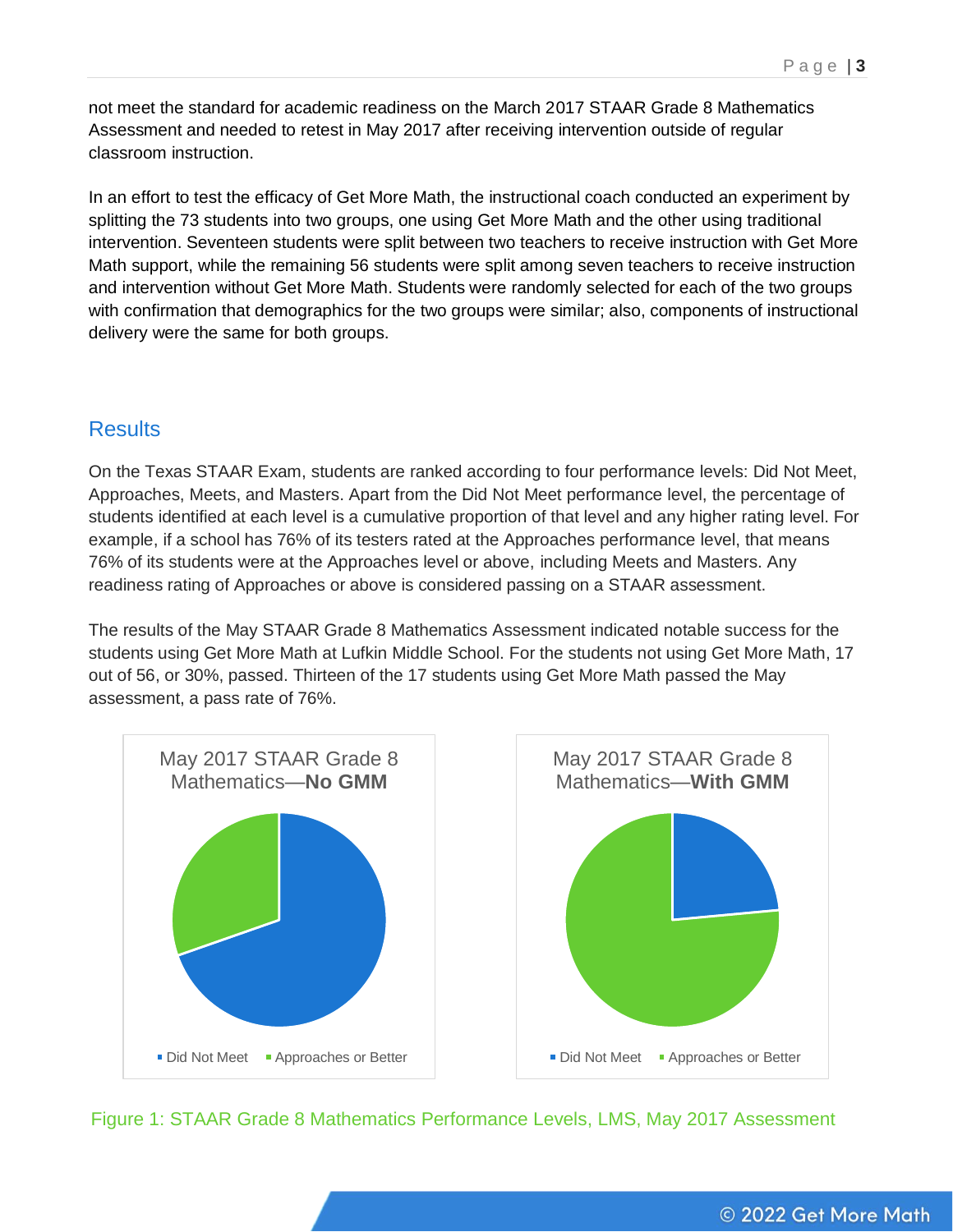not meet the standard for academic readiness on the March 2017 STAAR Grade 8 Mathematics Assessment and needed to retest in May 2017 after receiving intervention outside of regular classroom instruction.

In an effort to test the efficacy of Get More Math, the instructional coach conducted an experiment by splitting the 73 students into two groups, one using Get More Math and the other using traditional intervention. Seventeen students were split between two teachers to receive instruction with Get More Math support, while the remaining 56 students were split among seven teachers to receive instruction and intervention without Get More Math. Students were randomly selected for each of the two groups with confirmation that demographics for the two groups were similar; also, components of instructional delivery were the same for both groups.

## Results

On the Texas STAAR Exam, students are ranked according to four performance levels: Did Not Meet, Approaches, Meets, and Masters. Apart from the Did Not Meet performance level, the percentage of students identified at each level is a cumulative proportion of that level and any higher rating level. For example, if a school has 76% of its testers rated at the Approaches performance level, that means 76% of its students were at the Approaches level or above, including Meets and Masters. Any readiness rating of Approaches or above is considered passing on a STAAR assessment.

The results of the May STAAR Grade 8 Mathematics Assessment indicated notable success for the students using Get More Math at Lufkin Middle School. For the students not using Get More Math, 17 out of 56, or 30%, passed. Thirteen of the 17 students using Get More Math passed the May assessment, a pass rate of 76%.

May 2017 STAAR Grade 8 Mathematics—**No GMM**

Did Not Meet · Approaches or Better

May 2017 STAAR Grade 8 Mathematics—**With GMM**

Did Not Meet · Approaches or Better

Figure 1: STAAR Grade 8 Mathematics Performance Levels, LMS, May 2017 Assessment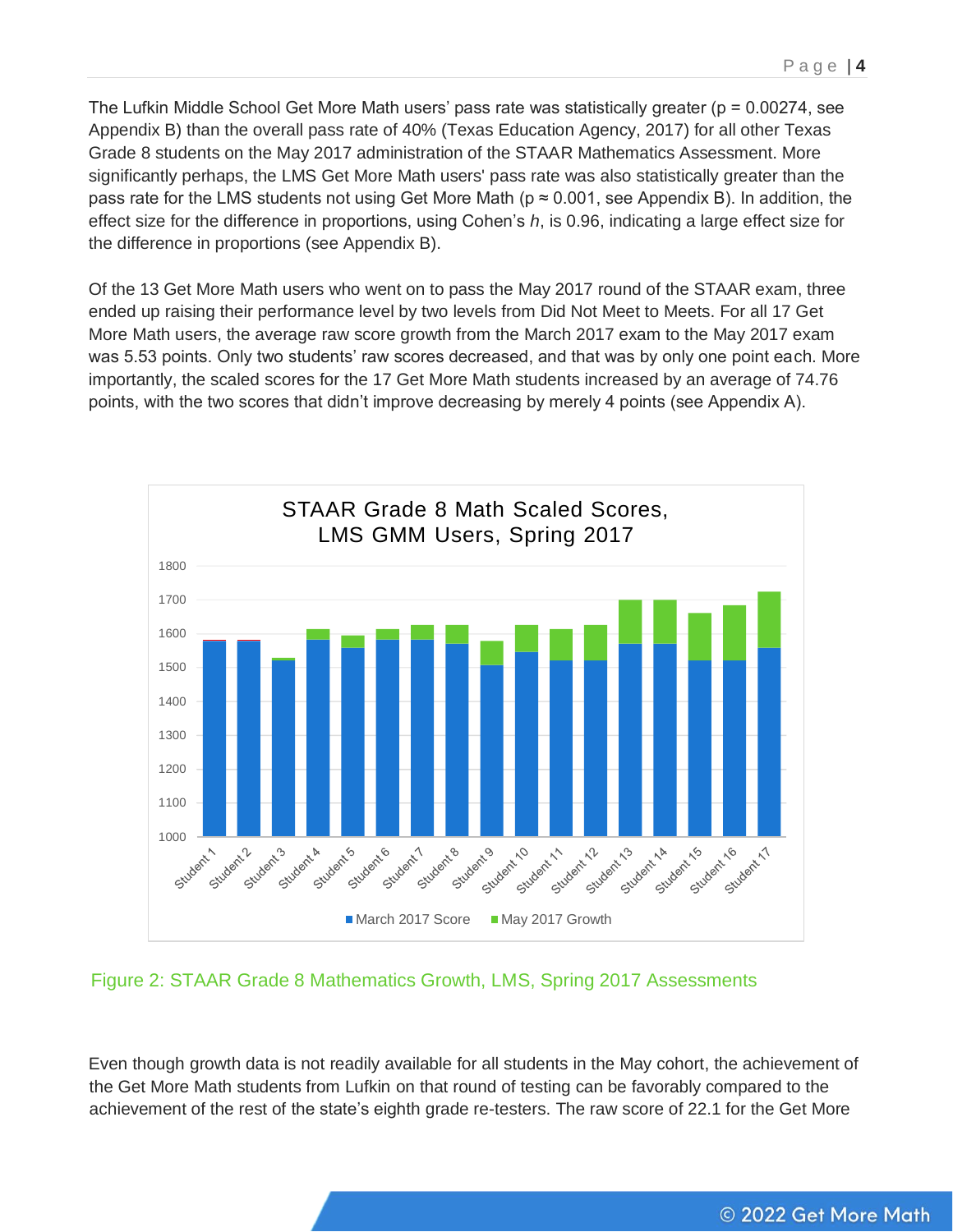The Lufkin Middle School Get More Math users' pass rate was statistically greater ($p = 0.00274$, see Appendix B) than the overall pass rate of 40% (Texas Education Agency, 2017) for all other Texas Grade 8 students on the May 2017 administration of the STAAR Mathematics Assessment. More significantly perhaps, the LMS Get More Math users' pass rate was also statistically greater than the pass rate for the LMS students not using Get More Math ($p \approx 0.001$, see Appendix B). In addition, the effect size for the difference in proportions, using Cohen's $h$, is 0.96, indicating a large effect size for the difference in proportions (see Appendix B).

Of the 13 Get More Math users who went on to pass the May 2017 round of the STAAR exam, three ended up raising their performance level by two levels from Did Not Meet to Meets. For all 17 Get More Math users, the average raw score growth from the March 2017 exam to the May 2017 exam was 5.53 points. Only two students' raw scores decreased, and that was by only one point each. More importantly, the scaled scores for the 17 Get More Math students increased by an average of 74.76 points, with the two scores that didn't improve decreasing by merely 4 points (see Appendix A).

Figure 2: STAAR Grade 8 Mathematics Growth, LMS, Spring 2017 Assessments

Even though growth data is not readily available for all students in the May cohort, the achievement of the Get More Math students from Lufkin on that round of testing can be favorably compared to the achievement of the rest of the state's eighth grade re-testers. The raw score of 22.1 for the Get More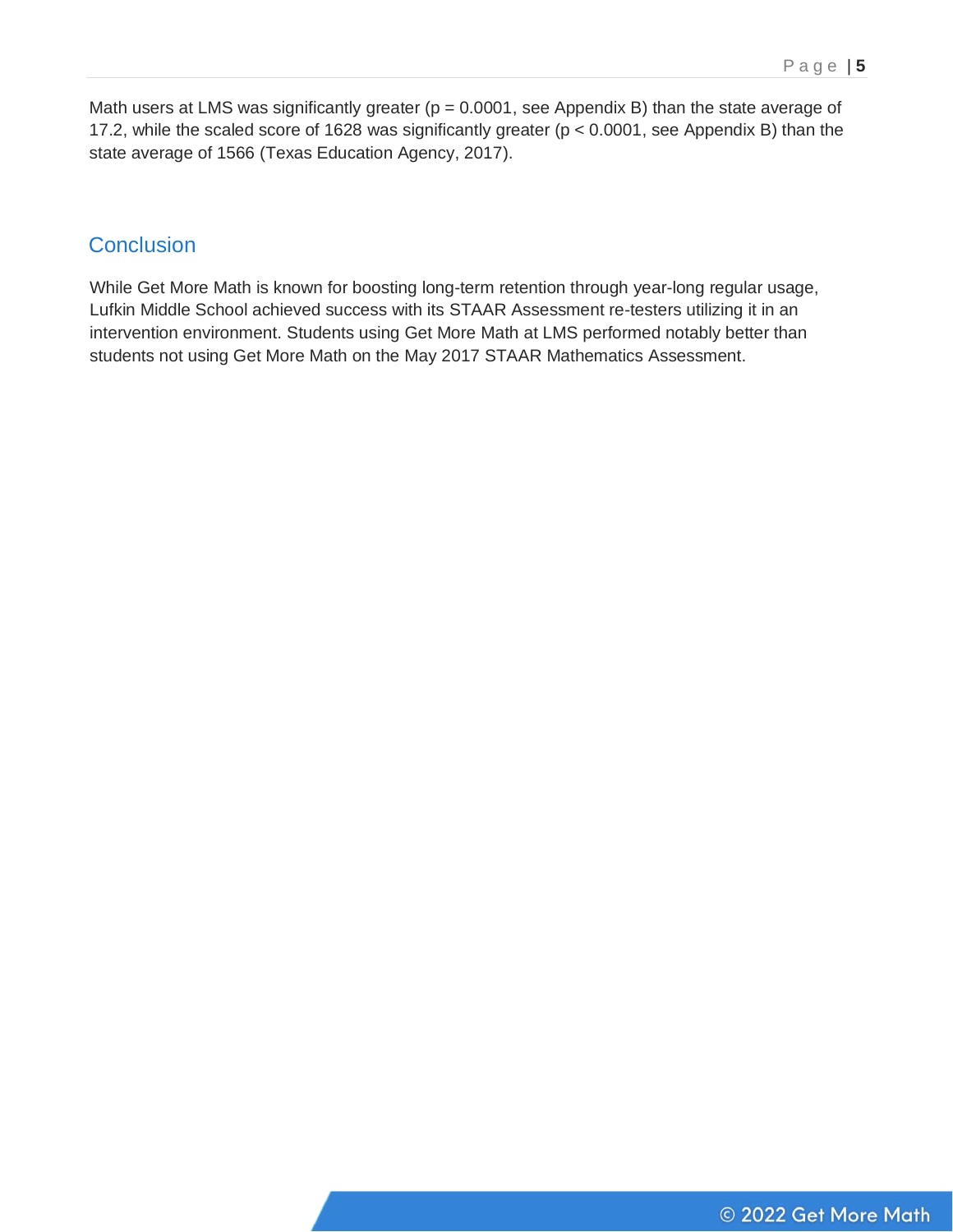Math users at LMS was significantly greater ($p = 0.0001$, see Appendix B) than the state average of 17.2, while the scaled score of 1628 was significantly greater ($p < 0.0001$, see Appendix B) than the state average of 1566 (Texas Education Agency, 2017).

## Conclusion

While Get More Math is known for boosting long-term retention through year-long regular usage, Lufkin Middle School achieved success with its STAAR Assessment re-testers utilizing it in an intervention environment. Students using Get More Math at LMS performed notably better than students not using Get More Math on the May 2017 STAAR Mathematics Assessment.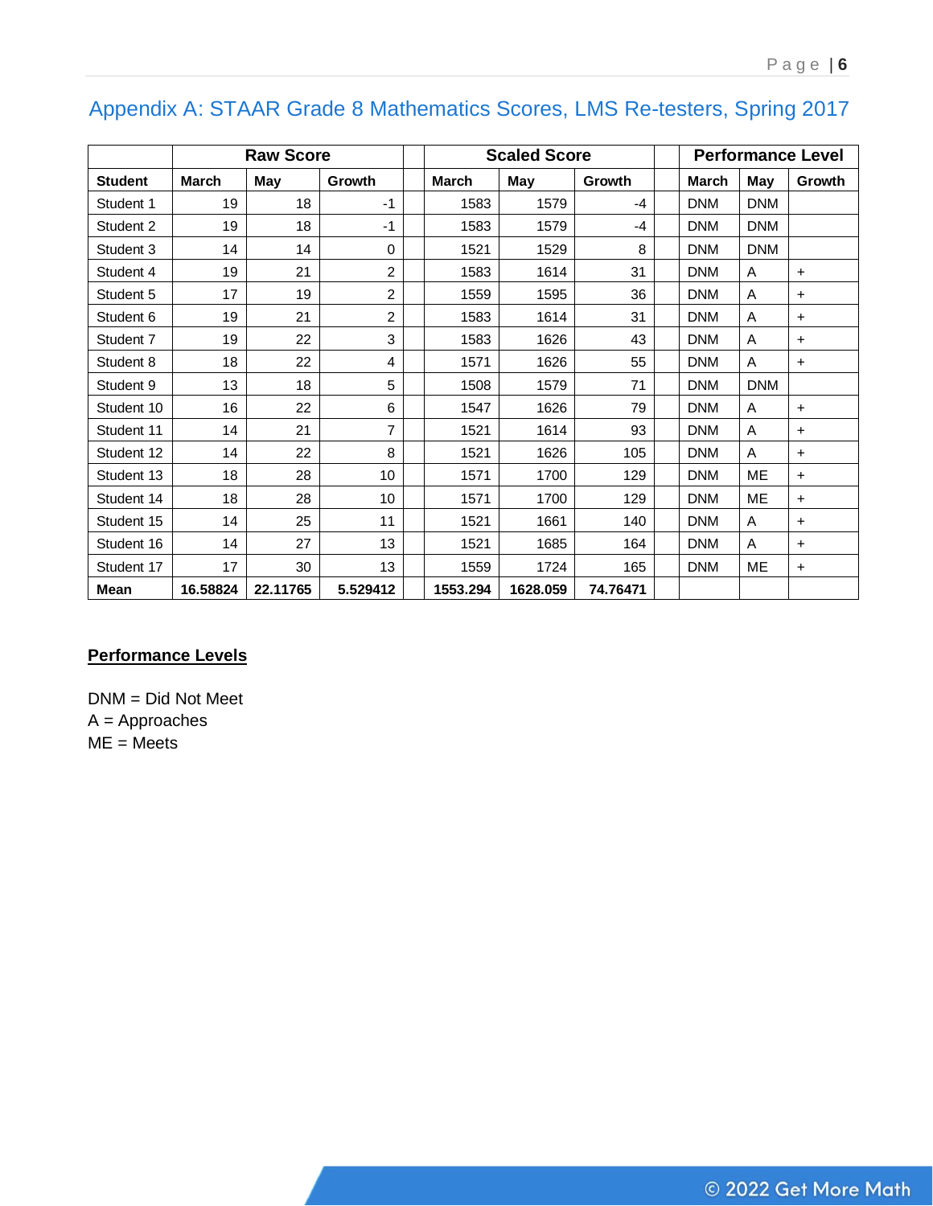## Appendix A: STAAR Grade 8 Mathematics Scores, LMS Re-testers, Spring 2017

| | Raw Score | | | | Scaled Score | | | | Performance Level | | |
|---|---|---|---|---|---|---|---|---|---|---|---|
| Student | March | May | Growth | | March | May | Growth | | March | May | Growth |
| Student 1 | 19 | 18 | -1 | | 1583 | 1579 | -4 | | DNM | DNM | |
| Student 2 | 19 | 18 | -1 | | 1583 | 1579 | -4 | | DNM | DNM | |
| Student 3 | 14 | 14 | 0 | | 1521 | 1529 | 8 | | DNM | DNM | |
| Student 4 | 19 | 21 | 2 | | 1583 | 1614 | 31 | | DNM | A | + |
| Student 5 | 17 | 19 | 2 | | 1559 | 1595 | 36 | | DNM | A | + |
| Student 6 | 19 | 21 | 2 | | 1583 | 1614 | 31 | | DNM | A | + |
| Student 7 | 19 | 22 | 3 | | 1583 | 1626 | 43 | | DNM | A | + |
| Student 8 | 18 | 22 | 4 | | 1571 | 1626 | 55 | | DNM | A | + |
| Student 9 | 13 | 18 | 5 | | 1508 | 1579 | 71 | | DNM | DNM | |
| Student 10 | 16 | 22 | 6 | | 1547 | 1626 | 79 | | DNM | A | + |
| Student 11 | 14 | 21 | 7 | | 1521 | 1614 | 93 | | DNM | A | + |
| Student 12 | 14 | 22 | 8 | | 1521 | 1626 | 105 | | DNM | A | + |
| Student 13 | 18 | 28 | 10 | | 1571 | 1700 | 129 | | DNM | ME | + |
| Student 14 | 18 | 28 | 10 | | 1571 | 1700 | 129 | | DNM | ME | + |
| Student 15 | 14 | 25 | 11 | | 1521 | 1661 | 140 | | DNM | A | + |
| Student 16 | 14 | 27 | 13 | | 1521 | 1685 | 164 | | DNM | A | + |
| Student 17 | 17 | 30 | 13 | | 1559 | 1724 | 165 | | DNM | ME | + |
| **Mean** | **16.58824** | **22.11765** | **5.529412** | | **1553.294** | **1628.059** | **74.76471** | | | | |

**Performance Levels**

DNM = Did Not Meet
A = Approaches
ME = Meets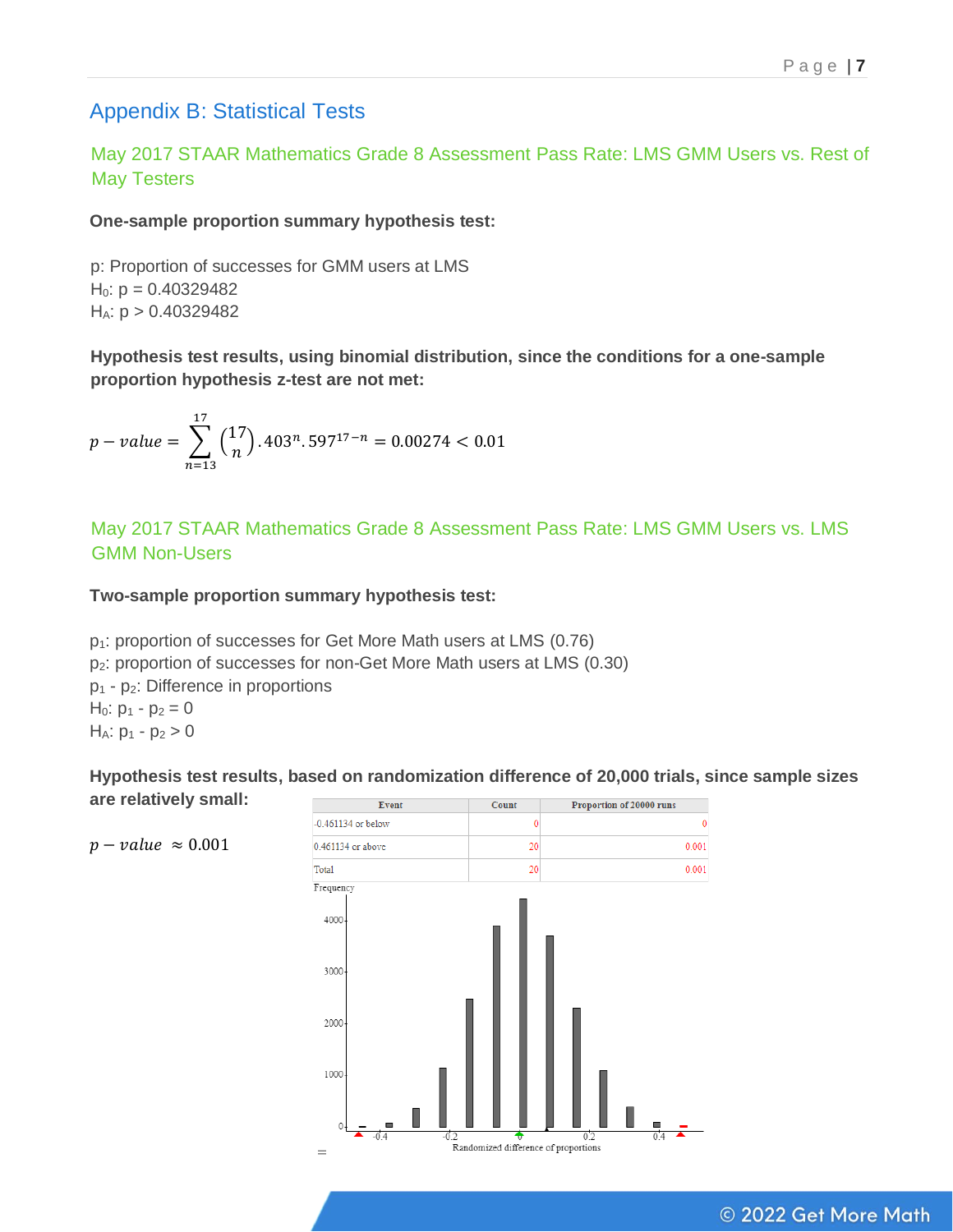# Appendix B: Statistical Tests

## May 2017 STAAR Mathematics Grade 8 Assessment Pass Rate: LMS GMM Users vs. Rest of May Testers

**One-sample proportion summary hypothesis test:**

p: Proportion of successes for GMM users at LMS
$H_0$: p = 0.40329482
$H_A$: p > 0.40329482

**Hypothesis test results, using binomial distribution, since the conditions for a one-sample proportion hypothesis z-test are not met:**

$$p - value = \sum_{n=13}^{17} \binom{17}{n} .403^{n} .597^{17-n} = 0.00274 < 0.01$$

## May 2017 STAAR Mathematics Grade 8 Assessment Pass Rate: LMS GMM Users vs. LMS GMM Non-Users

**Two-sample proportion summary hypothesis test:**

$p_1$: proportion of successes for Get More Math users at LMS (0.76)
$p_2$: proportion of successes for non-Get More Math users at LMS (0.30)
$p_1$ - $p_2$: Difference in proportions
$H_0$: $p_1 - p_2 = 0$
$H_A$: $p_1 - p_2 > 0$

**Hypothesis test results, based on randomization difference of 20,000 trials, since sample sizes are relatively small:**

$p - value \approx 0.001$

| Event | Count | Proportion of 20000 runs |
|---|---|---|
| -0.461134 or below | 0 | 0 |
| 0.461134 or above | 20 | 0.001 |
| Total | 20 | 0.001 |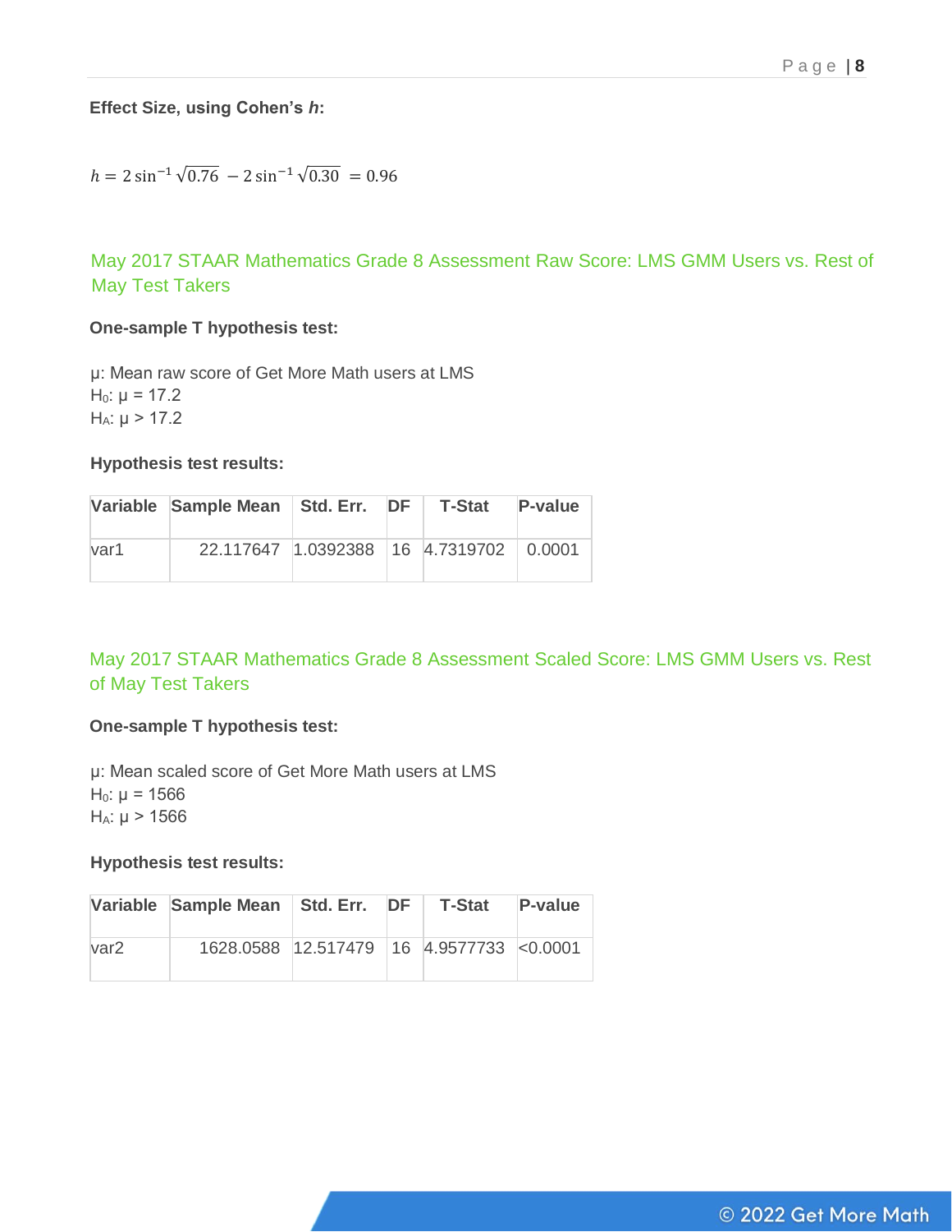**Effect Size, using Cohen's *h*:**

$$h = 2\sin^{-1}\sqrt{0.76} - 2\sin^{-1}\sqrt{0.30} = 0.96$$

## May 2017 STAAR Mathematics Grade 8 Assessment Raw Score: LMS GMM Users vs. Rest of May Test Takers

**One-sample T hypothesis test:**

μ: Mean raw score of Get More Math users at LMS
$H_0$: μ = 17.2
$H_A$: μ > 17.2

**Hypothesis test results:**

| Variable | Sample Mean | Std. Err. | DF | T-Stat | P-value |
|---|---|---|---|---|---|
| var1 | 22.117647 | 1.0392388 | 16 | 4.7319702 | 0.0001 |

## May 2017 STAAR Mathematics Grade 8 Assessment Scaled Score: LMS GMM Users vs. Rest of May Test Takers

**One-sample T hypothesis test:**

μ: Mean scaled score of Get More Math users at LMS
$H_0$: μ = 1566
$H_A$: μ > 1566

**Hypothesis test results:**

| Variable | Sample Mean | Std. Err. | DF | T-Stat | P-value |
|---|---|---|---|---|---|
| var2 | 1628.0588 | 12.517479 | 16 | 4.9577733 | <0.0001 |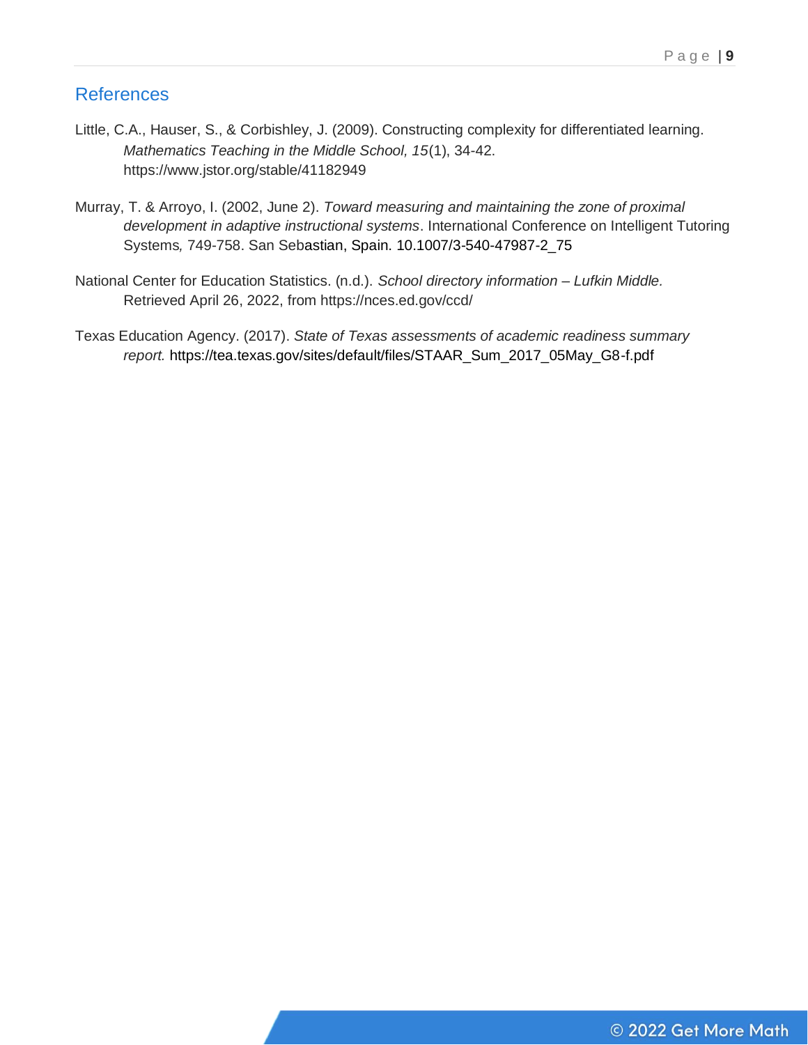## References

Little, C.A., Hauser, S., & Corbishley, J. (2009). Constructing complexity for differentiated learning. *Mathematics Teaching in the Middle School, 15*(1), 34-42. https://www.jstor.org/stable/41182949

Murray, T. & Arroyo, I. (2002, June 2). *Toward measuring and maintaining the zone of proximal development in adaptive instructional systems*. International Conference on Intelligent Tutoring Systems, 749-758. San Sebastian, Spain. 10.1007/3-540-47987-2_75

National Center for Education Statistics. (n.d.). *School directory information – Lufkin Middle.* Retrieved April 26, 2022, from https://nces.ed.gov/ccd/

Texas Education Agency. (2017). *State of Texas assessments of academic readiness summary report.* https://tea.texas.gov/sites/default/files/STAAR_Sum_2017_05May_G8-f.pdf